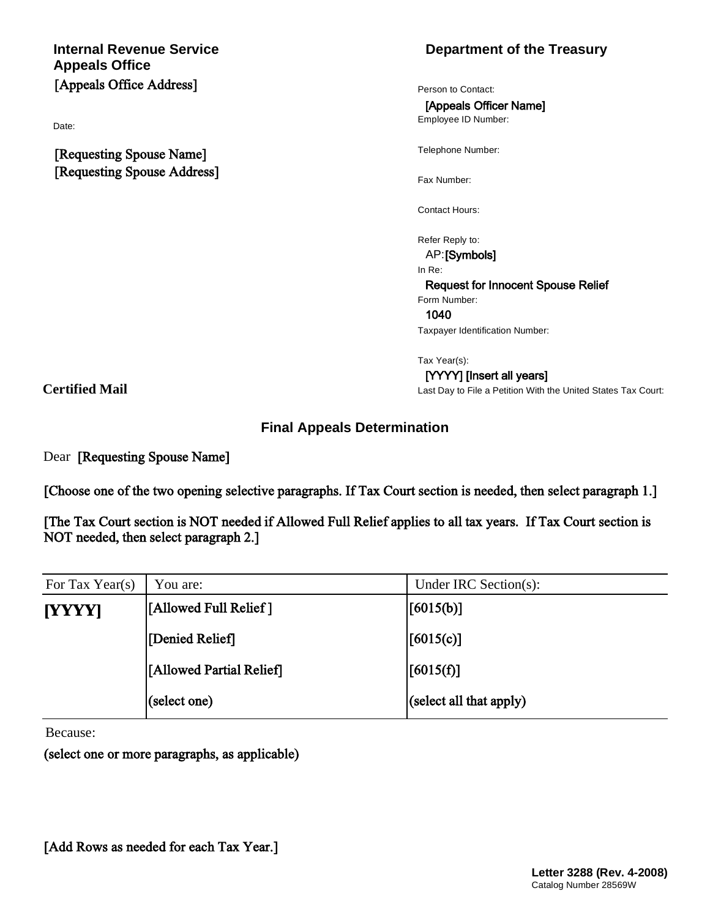**Internal Revenue Service**
**Appeals Office**
[Appeals Office Address]

Date:

[Requesting Spouse Name]
[Requesting Spouse Address]

**Department of the Treasury**

Person to Contact:
[Appeals Officer Name]
Employee ID Number:

Telephone Number:

Fax Number:

Contact Hours:

Refer Reply to:
AP:[Symbols]
In Re:
Request for Innocent Spouse Relief
Form Number:
1040
Taxpayer Identification Number:

Tax Year(s):
[YYYY] [Insert all years]
Last Day to File a Petition With the United States Tax Court:

**Certified Mail**

## Final Appeals Determination

Dear [Requesting Spouse Name]

[Choose one of the two opening selective paragraphs. If Tax Court section is needed, then select paragraph 1.]

[The Tax Court section is NOT needed if Allowed Full Relief applies to all tax years. If Tax Court section is NOT needed, then select paragraph 2.]

| For Tax Year(s) | You are: | Under IRC Section(s): |
|---|---|---|
| **[YYYY]** | [Allowed Full Relief ] | [6015(b)] |
| | [Denied Relief] | [6015(c)] |
| | [Allowed Partial Relief] | [6015(f)] |
| | (select one) | (select all that apply) |

Because:

(select one or more paragraphs, as applicable)

[Add Rows as needed for each Tax Year.]

**Letter 3288 (Rev. 4-2008)**
Catalog Number 28569W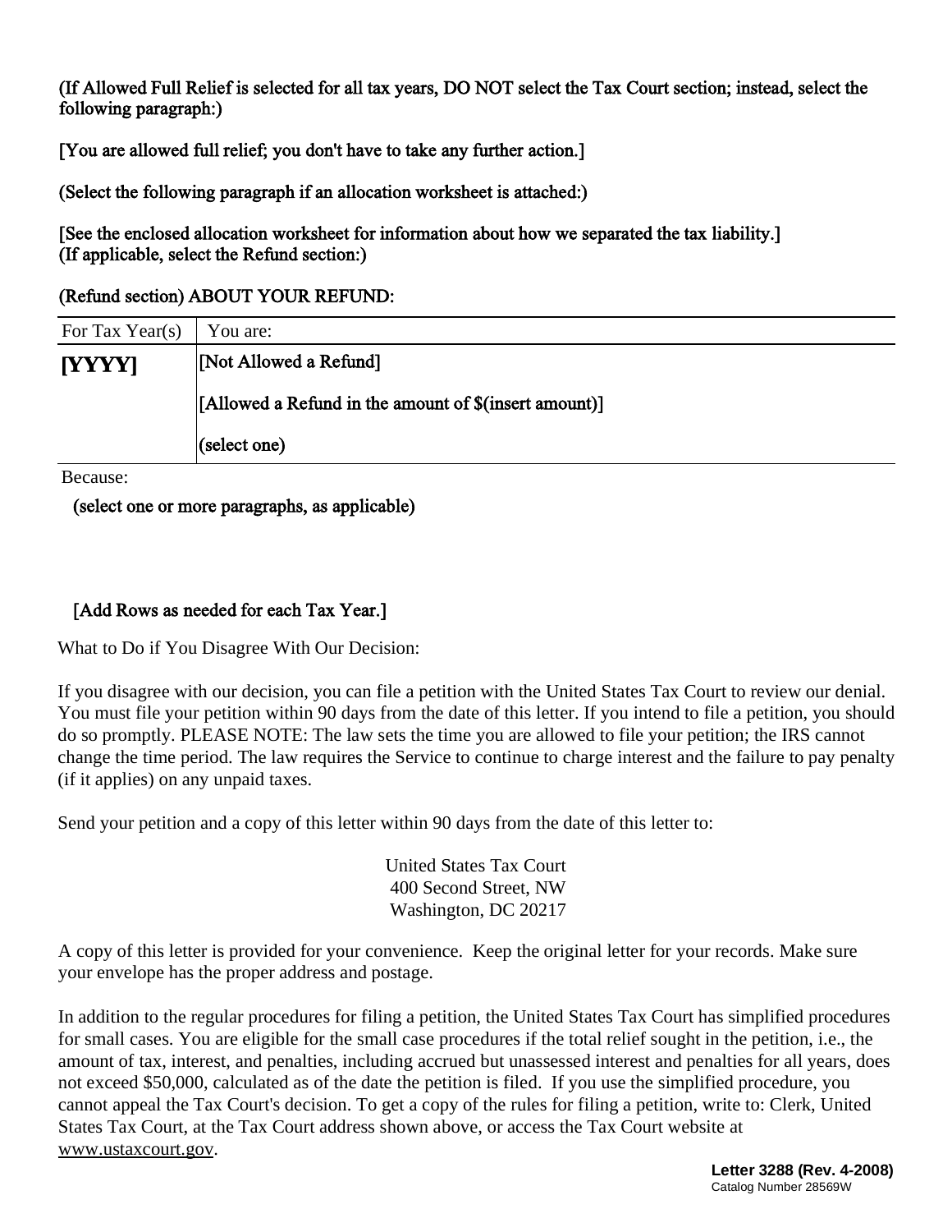(If Allowed Full Relief is selected for all tax years, DO NOT select the Tax Court section; instead, select the following paragraph:)

[You are allowed full relief; you don't have to take any further action.]

(Select the following paragraph if an allocation worksheet is attached:)

[See the enclosed allocation worksheet for information about how we separated the tax liability.]
(If applicable, select the Refund section:)

(Refund section) ABOUT YOUR REFUND:

| For Tax Year(s) | You are: |
|---|---|
| **[YYYY]** | [Not Allowed a Refund]<br><br>[Allowed a Refund in the amount of $(insert amount)]<br><br>(select one) |

Because:

(select one or more paragraphs, as applicable)

[Add Rows as needed for each Tax Year.]

What to Do if You Disagree With Our Decision:

If you disagree with our decision, you can file a petition with the United States Tax Court to review our denial. You must file your petition within 90 days from the date of this letter. If you intend to file a petition, you should do so promptly. PLEASE NOTE: The law sets the time you are allowed to file your petition; the IRS cannot change the time period. The law requires the Service to continue to charge interest and the failure to pay penalty (if it applies) on any unpaid taxes.

Send your petition and a copy of this letter within 90 days from the date of this letter to:

United States Tax Court
400 Second Street, NW
Washington, DC 20217

A copy of this letter is provided for your convenience. Keep the original letter for your records. Make sure your envelope has the proper address and postage.

In addition to the regular procedures for filing a petition, the United States Tax Court has simplified procedures for small cases. You are eligible for the small case procedures if the total relief sought in the petition, i.e., the amount of tax, interest, and penalties, including accrued but unassessed interest and penalties for all years, does not exceed $50,000, calculated as of the date the petition is filed. If you use the simplified procedure, you cannot appeal the Tax Court's decision. To get a copy of the rules for filing a petition, write to: Clerk, United States Tax Court, at the Tax Court address shown above, or access the Tax Court website at www.ustaxcourt.gov.

**Letter 3288 (Rev. 4-2008)**
Catalog Number 28569W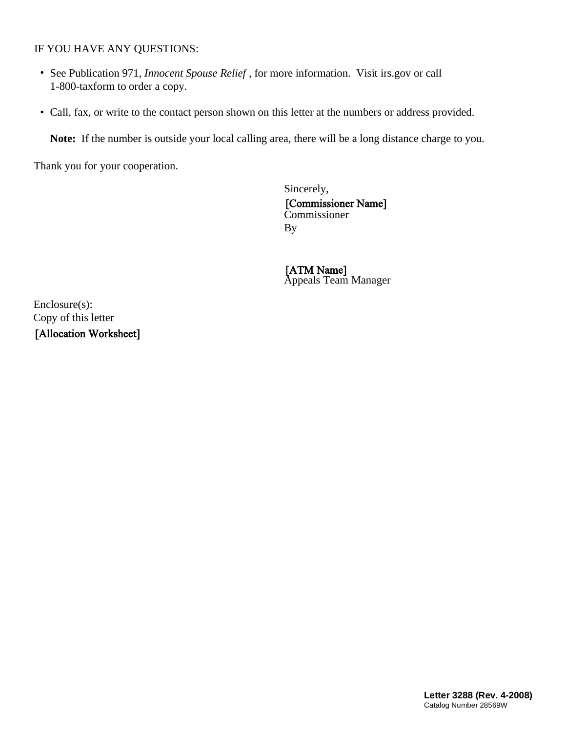IF YOU HAVE ANY QUESTIONS:

- See Publication 971, *Innocent Spouse Relief* , for more information.  Visit irs.gov or call 1-800-taxform to order a copy.
- Call, fax, or write to the contact person shown on this letter at the numbers or address provided.

  **Note:** If the number is outside your local calling area, there will be a long distance charge to you.

Thank you for your cooperation.

Sincerely,
[Commissioner Name]
Commissioner
By

[ATM Name]
Appeals Team Manager

Enclosure(s):
Copy of this letter
[Allocation Worksheet]

**Letter 3288 (Rev. 4-2008)**
Catalog Number 28569W